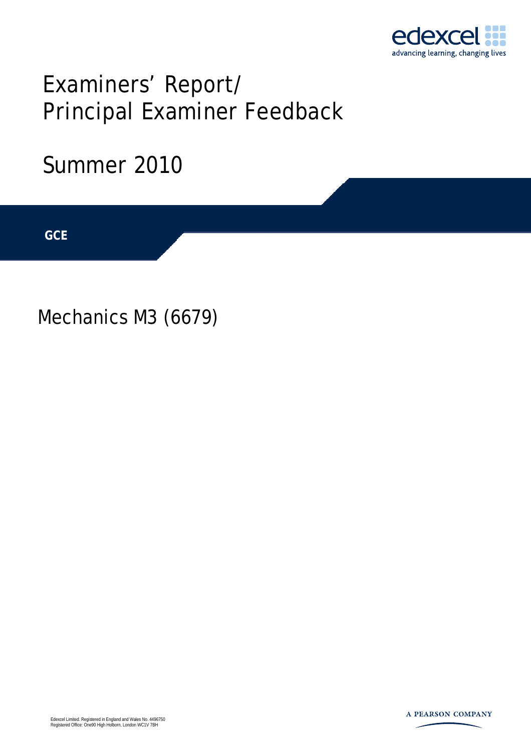# Examiners' Report/ Principal Examiner Feedback

## Summer 2010

**GCE**

## Mechanics M3 (6679)

Edexcel Limited. Registered in England and Wales No. 4496750
Registered Office: One90 High Holborn, London WC1V 7BH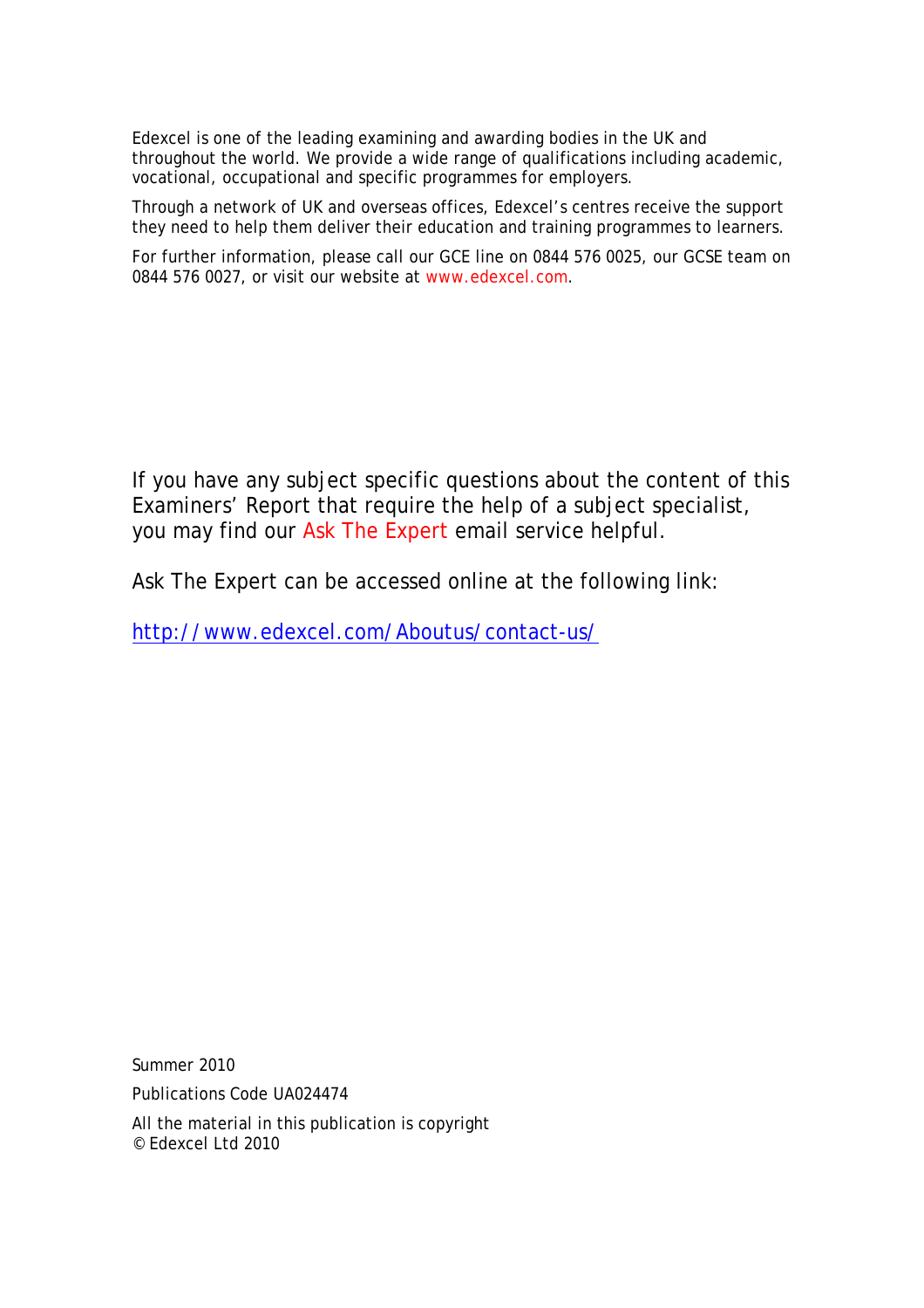Edexcel is one of the leading examining and awarding bodies in the UK and throughout the world. We provide a wide range of qualifications including academic, vocational, occupational and specific programmes for employers.

Through a network of UK and overseas offices, Edexcel's centres receive the support they need to help them deliver their education and training programmes to learners.

For further information, please call our GCE line on 0844 576 0025, our GCSE team on 0844 576 0027, or visit our website at www.edexcel.com.

If you have any subject specific questions about the content of this Examiners' Report that require the help of a subject specialist, you may find our Ask The Expert email service helpful.

Ask The Expert can be accessed online at the following link:

http://www.edexcel.com/Aboutus/contact-us/

Summer 2010

Publications Code UA024474

All the material in this publication is copyright
© Edexcel Ltd 2010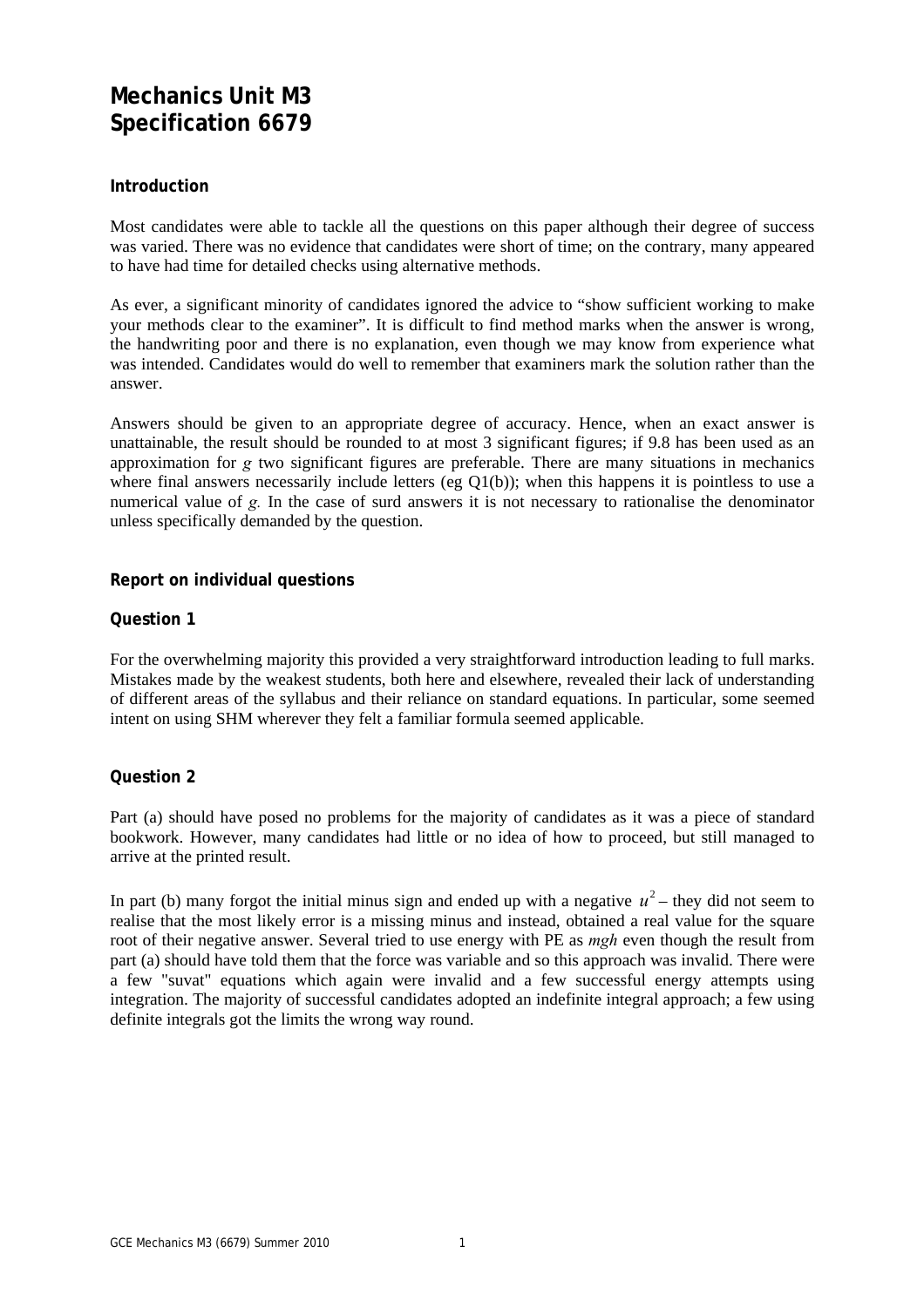# Mechanics Unit M3
# Specification 6679

### Introduction

Most candidates were able to tackle all the questions on this paper although their degree of success was varied. There was no evidence that candidates were short of time; on the contrary, many appeared to have had time for detailed checks using alternative methods.

As ever, a significant minority of candidates ignored the advice to "show sufficient working to make your methods clear to the examiner". It is difficult to find method marks when the answer is wrong, the handwriting poor and there is no explanation, even though we may know from experience what was intended. Candidates would do well to remember that examiners mark the solution rather than the answer.

Answers should be given to an appropriate degree of accuracy. Hence, when an exact answer is unattainable, the result should be rounded to at most 3 significant figures; if 9.8 has been used as an approximation for $g$ two significant figures are preferable. There are many situations in mechanics where final answers necessarily include letters (eg Q1(b)); when this happens it is pointless to use a numerical value of $g$. In the case of surd answers it is not necessary to rationalise the denominator unless specifically demanded by the question.

### Report on individual questions

### Question 1

For the overwhelming majority this provided a very straightforward introduction leading to full marks. Mistakes made by the weakest students, both here and elsewhere, revealed their lack of understanding of different areas of the syllabus and their reliance on standard equations. In particular, some seemed intent on using SHM wherever they felt a familiar formula seemed applicable.

### Question 2

Part (a) should have posed no problems for the majority of candidates as it was a piece of standard bookwork. However, many candidates had little or no idea of how to proceed, but still managed to arrive at the printed result.

In part (b) many forgot the initial minus sign and ended up with a negative $u^2$ – they did not seem to realise that the most likely error is a missing minus and instead, obtained a real value for the square root of their negative answer. Several tried to use energy with PE as *mgh* even though the result from part (a) should have told them that the force was variable and so this approach was invalid. There were a few "suvat" equations which again were invalid and a few successful energy attempts using integration. The majority of successful candidates adopted an indefinite integral approach; a few using definite integrals got the limits the wrong way round.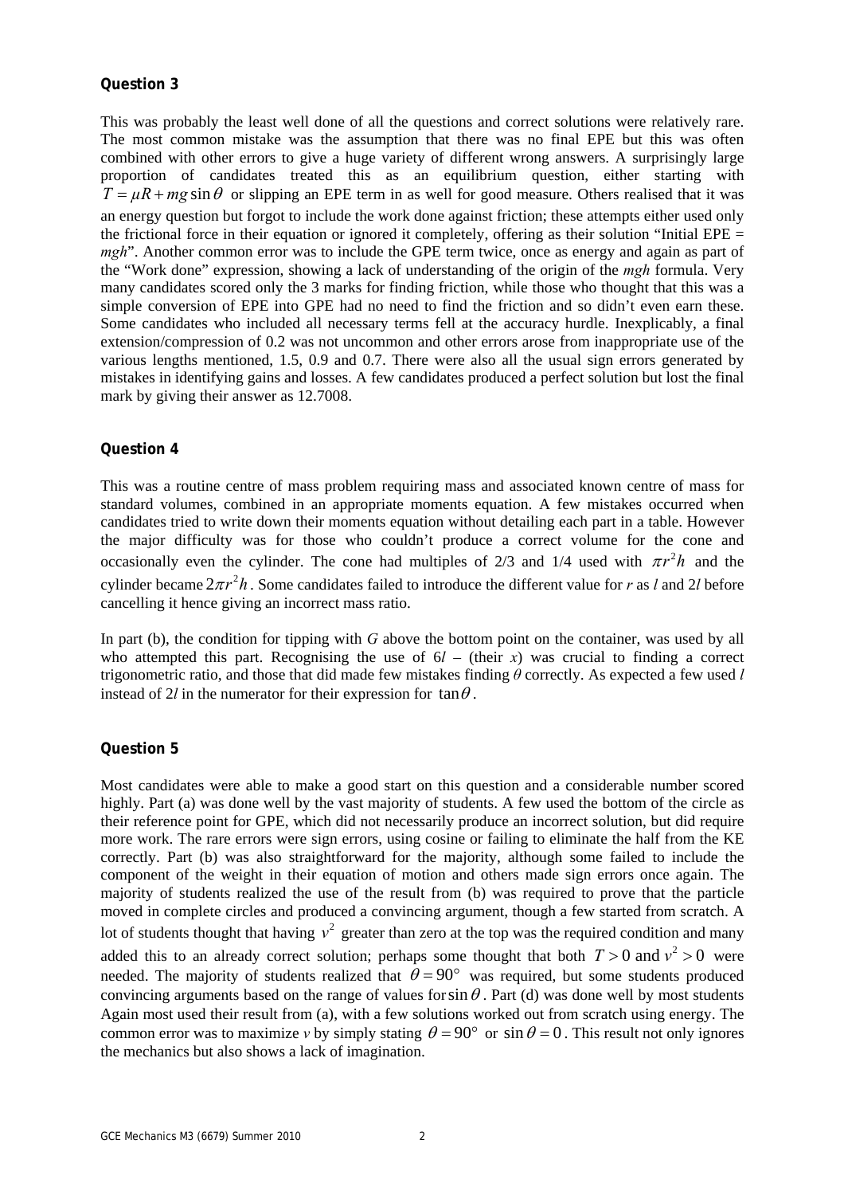### Question 3

This was probably the least well done of all the questions and correct solutions were relatively rare. The most common mistake was the assumption that there was no final EPE but this was often combined with other errors to give a huge variety of different wrong answers. A surprisingly large proportion of candidates treated this as an equilibrium question, either starting with $T = \mu R + mg\sin\theta$ or slipping an EPE term in as well for good measure. Others realised that it was an energy question but forgot to include the work done against friction; these attempts either used only the frictional force in their equation or ignored it completely, offering as their solution "Initial EPE = *mgh*". Another common error was to include the GPE term twice, once as energy and again as part of the "Work done" expression, showing a lack of understanding of the origin of the *mgh* formula. Very many candidates scored only the 3 marks for finding friction, while those who thought that this was a simple conversion of EPE into GPE had no need to find the friction and so didn't even earn these. Some candidates who included all necessary terms fell at the accuracy hurdle. Inexplicably, a final extension/compression of 0.2 was not uncommon and other errors arose from inappropriate use of the various lengths mentioned, 1.5, 0.9 and 0.7. There were also all the usual sign errors generated by mistakes in identifying gains and losses. A few candidates produced a perfect solution but lost the final mark by giving their answer as 12.7008.

### Question 4

This was a routine centre of mass problem requiring mass and associated known centre of mass for standard volumes, combined in an appropriate moments equation. A few mistakes occurred when candidates tried to write down their moments equation without detailing each part in a table. However the major difficulty was for those who couldn't produce a correct volume for the cone and occasionally even the cylinder. The cone had multiples of 2/3 and 1/4 used with $\pi r^2 h$ and the cylinder became $2\pi r^2 h$. Some candidates failed to introduce the different value for $r$ as $l$ and $2l$ before cancelling it hence giving an incorrect mass ratio.

In part (b), the condition for tipping with $G$ above the bottom point on the container, was used by all who attempted this part. Recognising the use of $6l$ – (their $x$) was crucial to finding a correct trigonometric ratio, and those that did made few mistakes finding $\theta$ correctly. As expected a few used $l$ instead of $2l$ in the numerator for their expression for $\tan\theta$.

### Question 5

Most candidates were able to make a good start on this question and a considerable number scored highly. Part (a) was done well by the vast majority of students. A few used the bottom of the circle as their reference point for GPE, which did not necessarily produce an incorrect solution, but did require more work. The rare errors were sign errors, using cosine or failing to eliminate the half from the KE correctly. Part (b) was also straightforward for the majority, although some failed to include the component of the weight in their equation of motion and others made sign errors once again. The majority of students realized the use of the result from (b) was required to prove that the particle moved in complete circles and produced a convincing argument, though a few started from scratch. A lot of students thought that having $v^2$ greater than zero at the top was the required condition and many added this to an already correct solution; perhaps some thought that both $T > 0$ and $v^2 > 0$ were needed. The majority of students realized that $\theta = 90°$ was required, but some students produced convincing arguments based on the range of values for $\sin\theta$. Part (d) was done well by most students Again most used their result from (a), with a few solutions worked out from scratch using energy. The common error was to maximize $v$ by simply stating $\theta = 90°$ or $\sin\theta = 0$. This result not only ignores the mechanics but also shows a lack of imagination.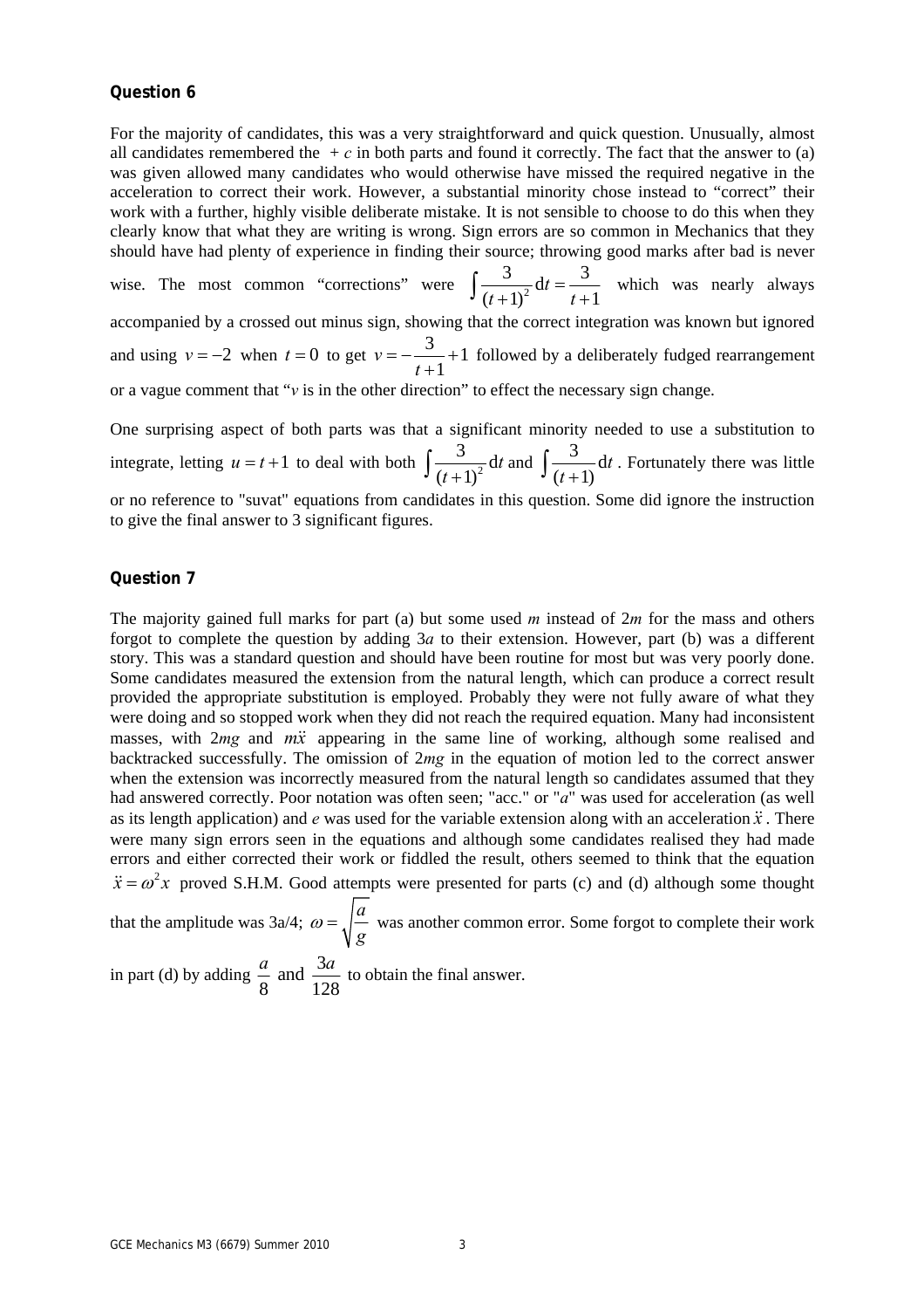## Question 6

For the majority of candidates, this was a very straightforward and quick question. Unusually, almost all candidates remembered the $+ c$ in both parts and found it correctly. The fact that the answer to (a) was given allowed many candidates who would otherwise have missed the required negative in the acceleration to correct their work. However, a substantial minority chose instead to "correct" their work with a further, highly visible deliberate mistake. It is not sensible to choose to do this when they clearly know that what they are writing is wrong. Sign errors are so common in Mechanics that they should have had plenty of experience in finding their source; throwing good marks after bad is never wise. The most common "corrections" were $\int \frac{3}{(t+1)^2}\,\mathrm{d}t = \frac{3}{t+1}$ which was nearly always accompanied by a crossed out minus sign, showing that the correct integration was known but ignored and using $v = -2$ when $t = 0$ to get $v = -\frac{3}{t+1} + 1$ followed by a deliberately fudged rearrangement or a vague comment that "$v$ is in the other direction" to effect the necessary sign change.

One surprising aspect of both parts was that a significant minority needed to use a substitution to integrate, letting $u = t + 1$ to deal with both $\int \frac{3}{(t+1)^2}\,\mathrm{d}t$ and $\int \frac{3}{(t+1)}\,\mathrm{d}t$. Fortunately there was little or no reference to "suvat" equations from candidates in this question. Some did ignore the instruction to give the final answer to 3 significant figures.

## Question 7

The majority gained full marks for part (a) but some used $m$ instead of $2m$ for the mass and others forgot to complete the question by adding $3a$ to their extension. However, part (b) was a different story. This was a standard question and should have been routine for most but was very poorly done. Some candidates measured the extension from the natural length, which can produce a correct result provided the appropriate substitution is employed. Probably they were not fully aware of what they were doing and so stopped work when they did not reach the required equation. Many had inconsistent masses, with $2mg$ and $m\ddot{x}$ appearing in the same line of working, although some realised and backtracked successfully. The omission of $2mg$ in the equation of motion led to the correct answer when the extension was incorrectly measured from the natural length so candidates assumed that they had answered correctly. Poor notation was often seen; "acc." or "$a$" was used for acceleration (as well as its length application) and $e$ was used for the variable extension along with an acceleration $\ddot{x}$. There were many sign errors seen in the equations and although some candidates realised they had made errors and either corrected their work or fiddled the result, others seemed to think that the equation $\ddot{x} = \omega^2 x$ proved S.H.M. Good attempts were presented for parts (c) and (d) although some thought that the amplitude was 3a/4; $\omega = \sqrt{\frac{a}{g}}$ was another common error. Some forgot to complete their work in part (d) by adding $\frac{a}{8}$ and $\frac{3a}{128}$ to obtain the final answer.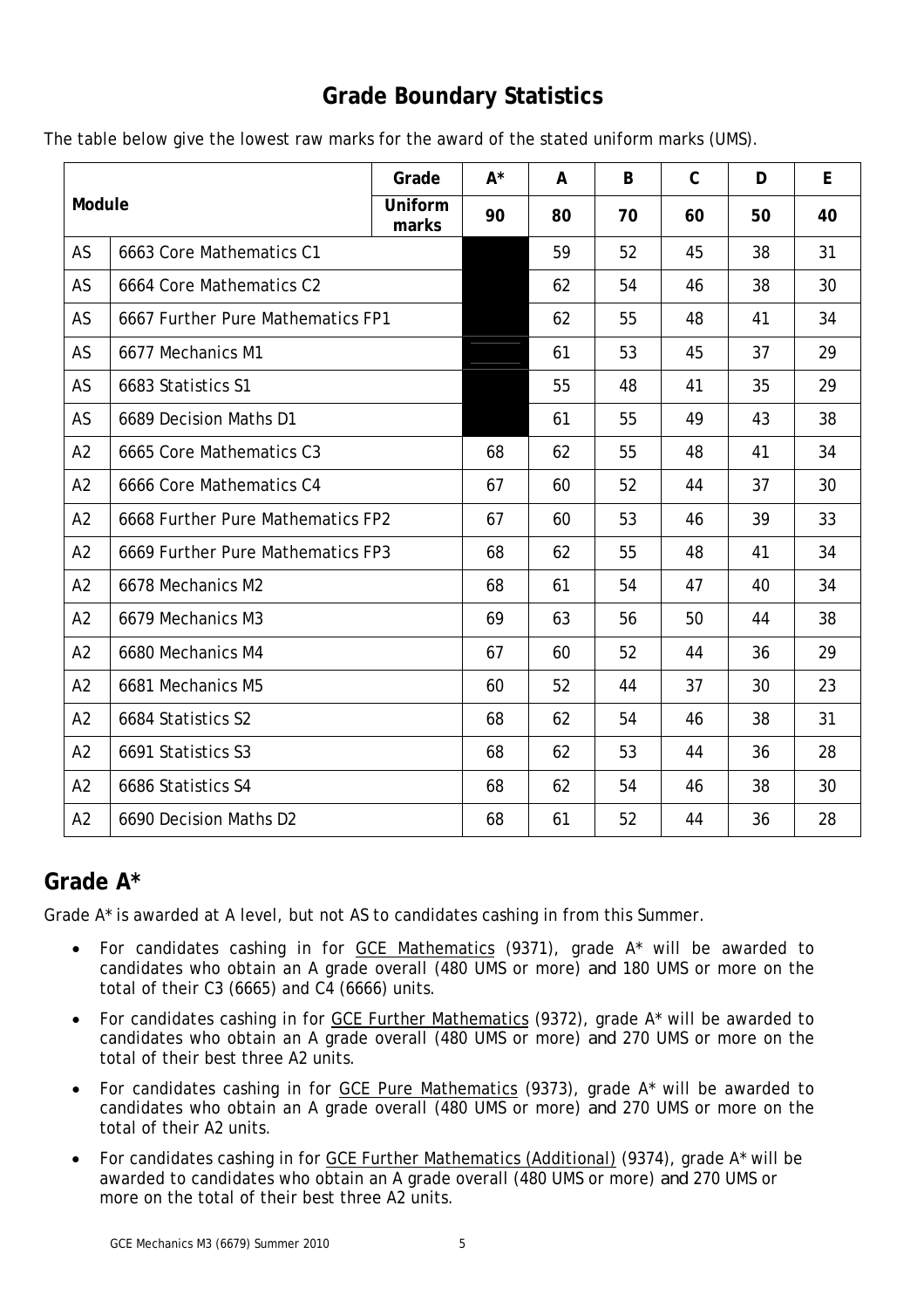# Grade Boundary Statistics

The table below give the lowest raw marks for the award of the stated uniform marks (UMS).

| Module | | Grade | A* | A | B | C | D | E |
|---|---|---|---|---|---|---|---|---|
| | | Uniform marks | 90 | 80 | 70 | 60 | 50 | 40 |
| AS | 6663 Core Mathematics C1 | | | 59 | 52 | 45 | 38 | 31 |
| AS | 6664 Core Mathematics C2 | | | 62 | 54 | 46 | 38 | 30 |
| AS | 6667 Further Pure Mathematics FP1 | | | 62 | 55 | 48 | 41 | 34 |
| AS | 6677 Mechanics M1 | | | 61 | 53 | 45 | 37 | 29 |
| AS | 6683 Statistics S1 | | | 55 | 48 | 41 | 35 | 29 |
| AS | 6689 Decision Maths D1 | | | 61 | 55 | 49 | 43 | 38 |
| A2 | 6665 Core Mathematics C3 | | 68 | 62 | 55 | 48 | 41 | 34 |
| A2 | 6666 Core Mathematics C4 | | 67 | 60 | 52 | 44 | 37 | 30 |
| A2 | 6668 Further Pure Mathematics FP2 | | 67 | 60 | 53 | 46 | 39 | 33 |
| A2 | 6669 Further Pure Mathematics FP3 | | 68 | 62 | 55 | 48 | 41 | 34 |
| A2 | 6678 Mechanics M2 | | 68 | 61 | 54 | 47 | 40 | 34 |
| A2 | 6679 Mechanics M3 | | 69 | 63 | 56 | 50 | 44 | 38 |
| A2 | 6680 Mechanics M4 | | 67 | 60 | 52 | 44 | 36 | 29 |
| A2 | 6681 Mechanics M5 | | 60 | 52 | 44 | 37 | 30 | 23 |
| A2 | 6684 Statistics S2 | | 68 | 62 | 54 | 46 | 38 | 31 |
| A2 | 6691 Statistics S3 | | 68 | 62 | 53 | 44 | 36 | 28 |
| A2 | 6686 Statistics S4 | | 68 | 62 | 54 | 46 | 38 | 30 |
| A2 | 6690 Decision Maths D2 | | 68 | 61 | 52 | 44 | 36 | 28 |

## Grade A*

Grade A* is awarded at A level, but not AS to candidates cashing in from this Summer.

- For candidates cashing in for GCE Mathematics (9371), grade A* will be awarded to candidates who obtain an A grade overall (480 UMS or more) and 180 UMS or more on the total of their C3 (6665) and C4 (6666) units.
- For candidates cashing in for GCE Further Mathematics (9372), grade A* will be awarded to candidates who obtain an A grade overall (480 UMS or more) and 270 UMS or more on the total of their best three A2 units.
- For candidates cashing in for GCE Pure Mathematics (9373), grade A* will be awarded to candidates who obtain an A grade overall (480 UMS or more) and 270 UMS or more on the total of their A2 units.
- For candidates cashing in for GCE Further Mathematics (Additional) (9374), grade A* will be awarded to candidates who obtain an A grade overall (480 UMS or more) and 270 UMS or more on the total of their best three A2 units.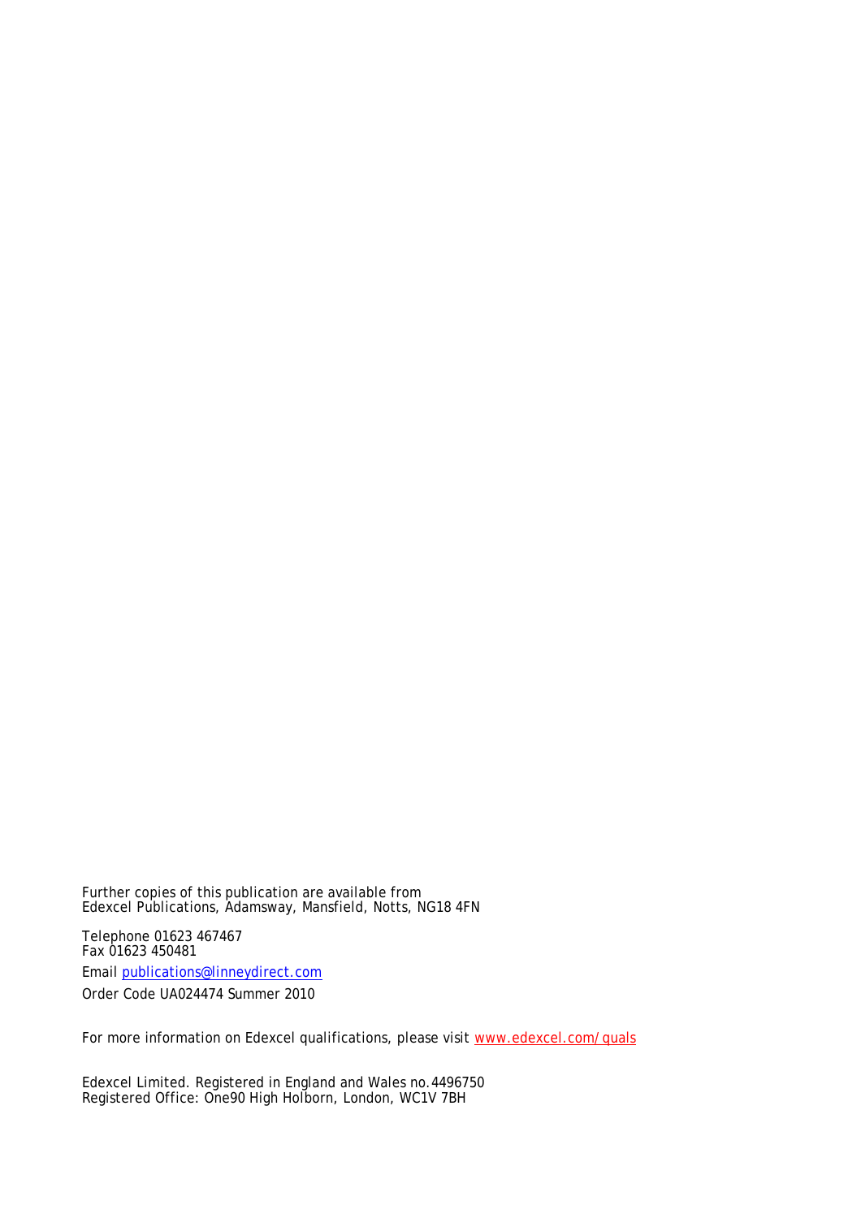Further copies of this publication are available from
Edexcel Publications, Adamsway, Mansfield, Notts, NG18 4FN

Telephone 01623 467467
Fax 01623 450481

Email publications@linneydirect.com

Order Code UA024474 Summer 2010

For more information on Edexcel qualifications, please visit www.edexcel.com/quals

Edexcel Limited. Registered in England and Wales no.4496750
Registered Office: One90 High Holborn, London, WC1V 7BH